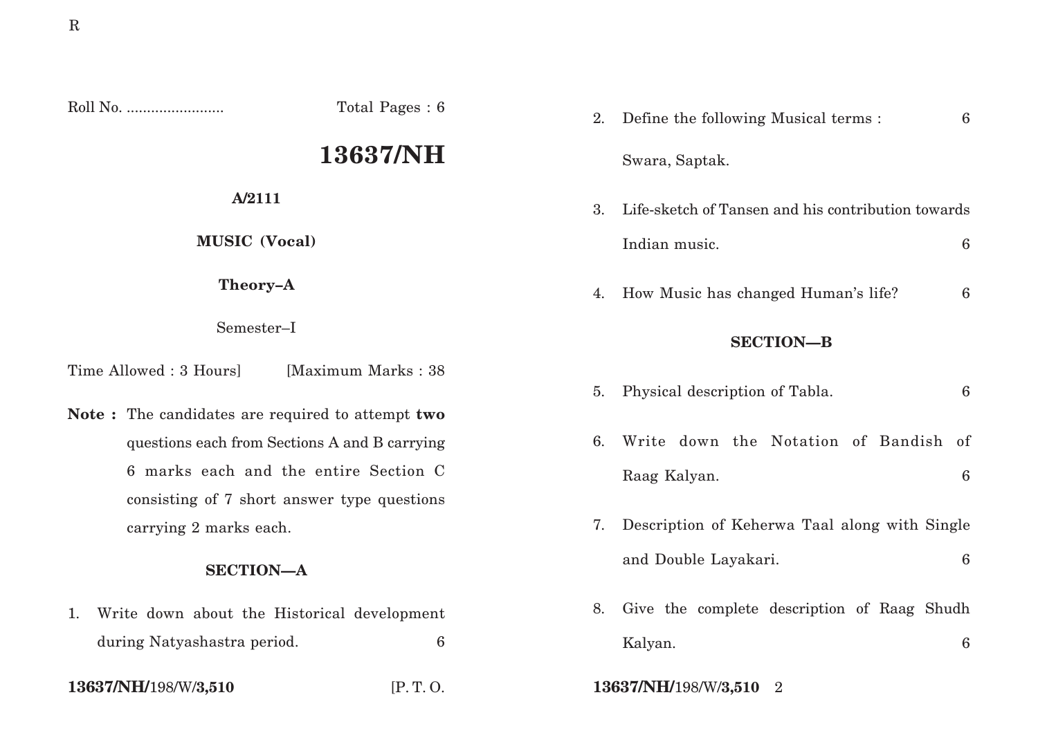Roll No. ........................ Total Pages : 6

# 13637/NH

**A/2111**

**MUSIC (Vocal)**

**Theory–A**

Semester–I

Time Allowed : 3 Hours] [Maximum Marks : 38

**Note :** The candidates are required to attempt **two** questions each from Sections A and B carrying 6 marks each and the entire Section C consisting of 7 short answer type questions carrying 2 marks each.

## SECTION—A

1. Write down about the Historical development during Natyashastra period. 6

2. Define the following Musical terms : 6

   Swara, Saptak.

3. Life-sketch of Tansen and his contribution towards Indian music. 6

4. How Music has changed Human's life? 6

## SECTION—B

5. Physical description of Tabla. 6

6. Write down the Notation of Bandish of Raag Kalyan. 6

7. Description of Keherwa Taal along with Single and Double Layakari. 6

8. Give the complete description of Raag Shudh Kalyan. 6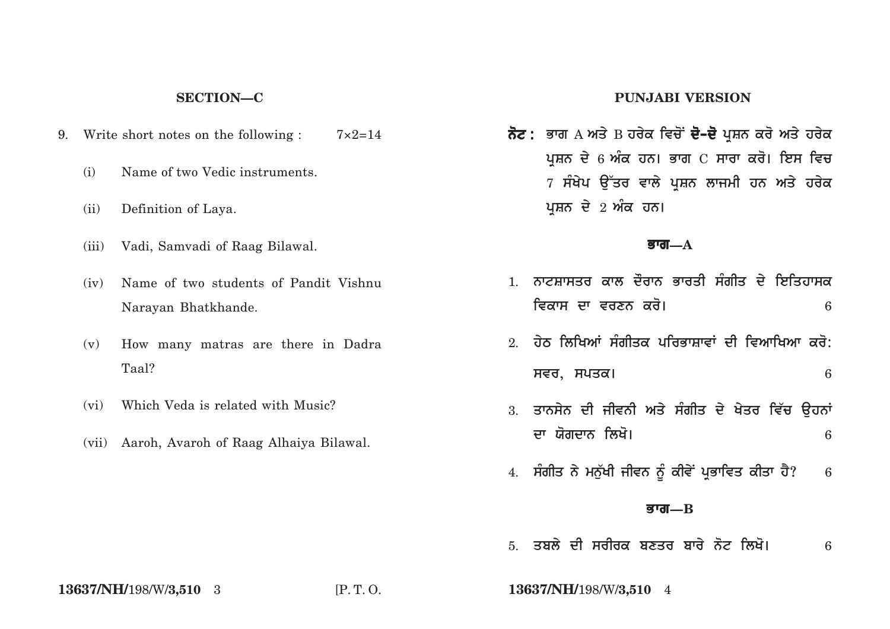## SECTION—C

9. Write short notes on the following : 7×2=14

   (i) Name of two Vedic instruments.

   (ii) Definition of Laya.

   (iii) Vadi, Samvadi of Raag Bilawal.

   (iv) Name of two students of Pandit Vishnu Narayan Bhatkhande.

   (v) How many matras are there in Dadra Taal?

   (vi) Which Veda is related with Music?

   (vii) Aaroh, Avaroh of Raag Alhaiya Bilawal.

## PUNJABI VERSION

**ਨੋਟ :** ਭਾਗ A ਅਤੇ B ਹਰੇਕ ਵਿਚੋਂ **ਦੋ-ਦੋ** ਪ੍ਰਸ਼ਨ ਕਰੋ ਅਤੇ ਹਰੇਕ ਪ੍ਰਸ਼ਨ ਦੇ 6 ਅੰਕ ਹਨ। ਭਾਗ C ਸਾਰਾ ਕਰੋ। ਇਸ ਵਿਚ 7 ਸੰਖੇਪ ਉੱਤਰ ਵਾਲੇ ਪ੍ਰਸ਼ਨ ਲਾਜਮੀ ਹਨ ਅਤੇ ਹਰੇਕ ਪ੍ਰਸ਼ਨ ਦੇ 2 ਅੰਕ ਹਨ।

### ਭਾਗ—A

1. ਨਾਟਸ਼ਾਸਤਰ ਕਾਲ ਦੌਰਾਨ ਭਾਰਤੀ ਸੰਗੀਤ ਦੇ ਇਤਿਹਾਸਕ ਵਿਕਾਸ ਦਾ ਵਰਣਨ ਕਰੋ। 6

2. ਹੇਠ ਲਿਖਿਆਂ ਸੰਗੀਤਕ ਪਰਿਭਾਸ਼ਾਵਾਂ ਦੀ ਵਿਆਖਿਆ ਕਰੋ: ਸਵਰ, ਸਪਤਕ। 6

3. ਤਾਨਸੇਨ ਦੀ ਜੀਵਨੀ ਅਤੇ ਸੰਗੀਤ ਦੇ ਖੇਤਰ ਵਿੱਚ ਉਹਨਾਂ ਦਾ ਯੋਗਦਾਨ ਲਿਖੋ। 6

4. ਸੰਗੀਤ ਨੇ ਮਨੁੱਖੀ ਜੀਵਨ ਨੂੰ ਕੀਵੇਂ ਪ੍ਰਭਾਵਿਤ ਕੀਤਾ ਹੈ? 6

### ਭਾਗ—B

5. ਤਬਲੇ ਦੀ ਸਰੀਰਕ ਬਣਤਰ ਬਾਰੇ ਨੋਟ ਲਿਖੋ। 6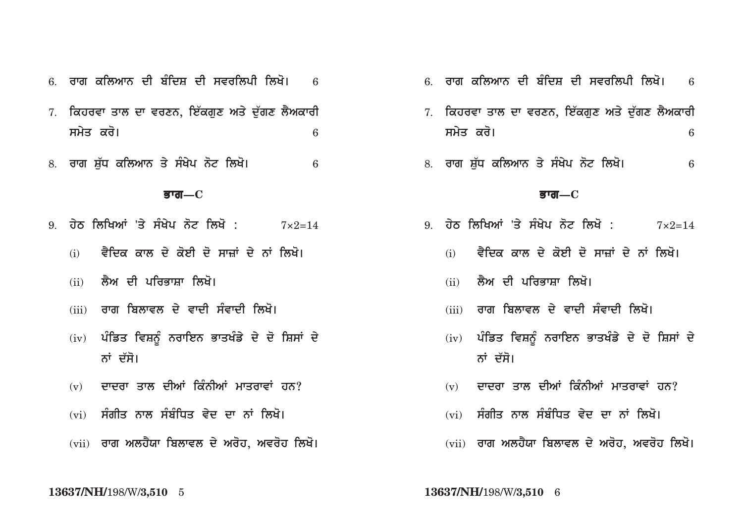6. ਰਾਗ ਕਲਿਆਨ ਦੀ ਬੰਦਿਸ਼ ਦੀ ਸਵਰਲਿਪੀ ਲਿਖੋ। 6

7. ਕਿਹਰਵਾ ਤਾਲ ਦਾ ਵਰਣਨ, ਇੱਕਗੁਣ ਅਤੇ ਦੁੱਗਣ ਲੈਅਕਾਰੀ ਸਮੇਤ ਕਰੋ। 6

8. ਰਾਗ ਸ਼ੁੱਧ ਕਲਿਆਨ ਤੇ ਸੰਖੇਪ ਨੋਟ ਲਿਖੋ। 6

## ਭਾਗ—C

9. ਹੇਠ ਲਿਖਿਆਂ 'ਤੇ ਸੰਖੇਪ ਨੋਟ ਲਿਖੋ : 7×2=14

   (i) ਵੈਦਿਕ ਕਾਲ ਦੇ ਕੋਈ ਦੋ ਸਾਜ਼ਾਂ ਦੇ ਨਾਂ ਲਿਖੋ।

   (ii) ਲੈਅ ਦੀ ਪਰਿਭਾਸ਼ਾ ਲਿਖੋ।

   (iii) ਰਾਗ ਬਿਲਾਵਲ ਦੇ ਵਾਦੀ ਸੰਵਾਦੀ ਲਿਖੋ।

   (iv) ਪੰਡਿਤ ਵਿਸ਼ਨੂੰ ਨਰਾਇਨ ਭਾਤਖੰਡੇ ਦੇ ਦੋ ਸ਼ਿਸਾਂ ਦੇ ਨਾਂ ਦੱਸੋ।

   (v) ਦਾਦਰਾ ਤਾਲ ਦੀਆਂ ਕਿੰਨੀਆਂ ਮਾਤਰਾਵਾਂ ਹਨ?

   (vi) ਸੰਗੀਤ ਨਾਲ ਸੰਬੰਧਿਤ ਵੇਦ ਦਾ ਨਾਂ ਲਿਖੋ।

   (vii) ਰਾਗ ਅਲਹੈਯਾ ਬਿਲਾਵਲ ਦੇ ਅਰੋਹ, ਅਵਰੋਹ ਲਿਖੋ।

6. ਰਾਗ ਕਲਿਆਨ ਦੀ ਬੰਦਿਸ਼ ਦੀ ਸਵਰਲਿਪੀ ਲਿਖੋ। 6

7. ਕਿਹਰਵਾ ਤਾਲ ਦਾ ਵਰਣਨ, ਇੱਕਗੁਣ ਅਤੇ ਦੁੱਗਣ ਲੈਅਕਾਰੀ ਸਮੇਤ ਕਰੋ। 6

8. ਰਾਗ ਸ਼ੁੱਧ ਕਲਿਆਨ ਤੇ ਸੰਖੇਪ ਨੋਟ ਲਿਖੋ। 6

## ਭਾਗ—C

9. ਹੇਠ ਲਿਖਿਆਂ 'ਤੇ ਸੰਖੇਪ ਨੋਟ ਲਿਖੋ : 7×2=14

   (i) ਵੈਦਿਕ ਕਾਲ ਦੇ ਕੋਈ ਦੋ ਸਾਜ਼ਾਂ ਦੇ ਨਾਂ ਲਿਖੋ।

   (ii) ਲੈਅ ਦੀ ਪਰਿਭਾਸ਼ਾ ਲਿਖੋ।

   (iii) ਰਾਗ ਬਿਲਾਵਲ ਦੇ ਵਾਦੀ ਸੰਵਾਦੀ ਲਿਖੋ।

   (iv) ਪੰਡਿਤ ਵਿਸ਼ਨੂੰ ਨਰਾਇਨ ਭਾਤਖੰਡੇ ਦੇ ਦੋ ਸ਼ਿਸਾਂ ਦੇ ਨਾਂ ਦੱਸੋ।

   (v) ਦਾਦਰਾ ਤਾਲ ਦੀਆਂ ਕਿੰਨੀਆਂ ਮਾਤਰਾਵਾਂ ਹਨ?

   (vi) ਸੰਗੀਤ ਨਾਲ ਸੰਬੰਧਿਤ ਵੇਦ ਦਾ ਨਾਂ ਲਿਖੋ।

   (vii) ਰਾਗ ਅਲਹੈਯਾ ਬਿਲਾਵਲ ਦੇ ਅਰੋਹ, ਅਵਰੋਹ ਲਿਖੋ।